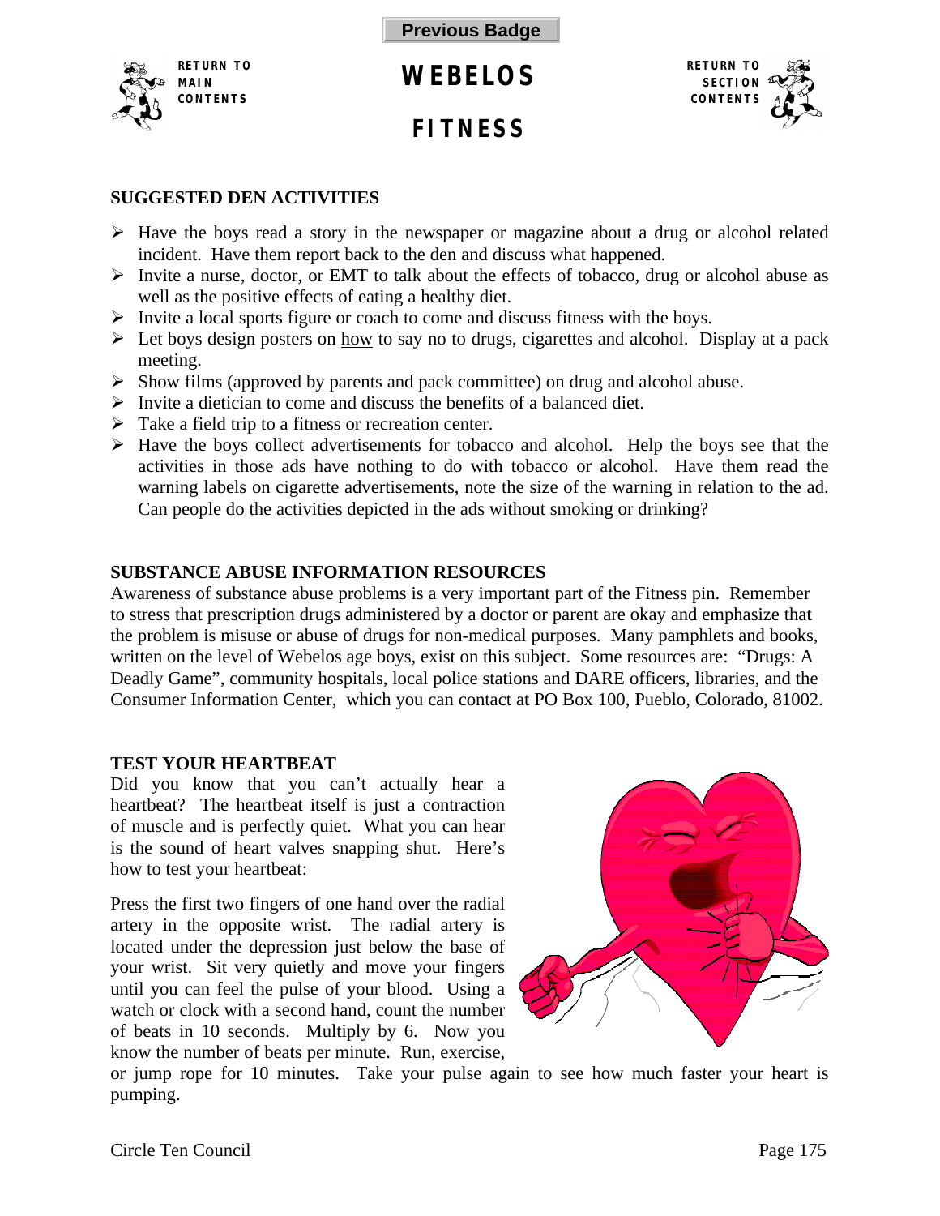Previous Badge

RETURN TO MAIN CONTENTS

# WEBELOS

# FITNESS

RETURN TO SECTION CONTENTS

## SUGGESTED DEN ACTIVITIES

- Have the boys read a story in the newspaper or magazine about a drug or alcohol related incident. Have them report back to the den and discuss what happened.
- Invite a nurse, doctor, or EMT to talk about the effects of tobacco, drug or alcohol abuse as well as the positive effects of eating a healthy diet.
- Invite a local sports figure or coach to come and discuss fitness with the boys.
- Let boys design posters on <u>how</u> to say no to drugs, cigarettes and alcohol. Display at a pack meeting.
- Show films (approved by parents and pack committee) on drug and alcohol abuse.
- Invite a dietician to come and discuss the benefits of a balanced diet.
- Take a field trip to a fitness or recreation center.
- Have the boys collect advertisements for tobacco and alcohol. Help the boys see that the activities in those ads have nothing to do with tobacco or alcohol. Have them read the warning labels on cigarette advertisements, note the size of the warning in relation to the ad. Can people do the activities depicted in the ads without smoking or drinking?

## SUBSTANCE ABUSE INFORMATION RESOURCES

Awareness of substance abuse problems is a very important part of the Fitness pin. Remember to stress that prescription drugs administered by a doctor or parent are okay and emphasize that the problem is misuse or abuse of drugs for non-medical purposes. Many pamphlets and books, written on the level of Webelos age boys, exist on this subject. Some resources are: "Drugs: A Deadly Game", community hospitals, local police stations and DARE officers, libraries, and the Consumer Information Center, which you can contact at PO Box 100, Pueblo, Colorado, 81002.

## TEST YOUR HEARTBEAT

Did you know that you can't actually hear a heartbeat? The heartbeat itself is just a contraction of muscle and is perfectly quiet. What you can hear is the sound of heart valves snapping shut. Here's how to test your heartbeat:

Press the first two fingers of one hand over the radial artery in the opposite wrist. The radial artery is located under the depression just below the base of your wrist. Sit very quietly and move your fingers until you can feel the pulse of your blood. Using a watch or clock with a second hand, count the number of beats in 10 seconds. Multiply by 6. Now you know the number of beats per minute. Run, exercise, or jump rope for 10 minutes. Take your pulse again to see how much faster your heart is pumping.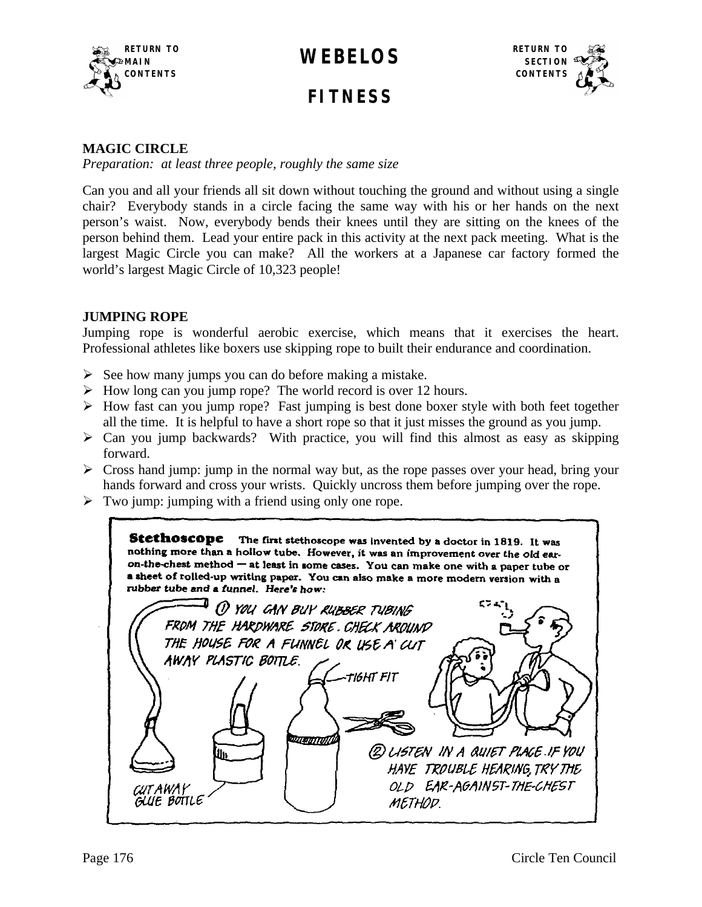# WEBELOS

## FITNESS

**MAGIC CIRCLE**

*Preparation: at least three people, roughly the same size*

Can you and all your friends all sit down without touching the ground and without using a single chair? Everybody stands in a circle facing the same way with his or her hands on the next person's waist. Now, everybody bends their knees until they are sitting on the knees of the person behind them. Lead your entire pack in this activity at the next pack meeting. What is the largest Magic Circle you can make? All the workers at a Japanese car factory formed the world's largest Magic Circle of 10,323 people!

**JUMPING ROPE**

Jumping rope is wonderful aerobic exercise, which means that it exercises the heart. Professional athletes like boxers use skipping rope to built their endurance and coordination.

- See how many jumps you can do before making a mistake.
- How long can you jump rope? The world record is over 12 hours.
- How fast can you jump rope? Fast jumping is best done boxer style with both feet together all the time. It is helpful to have a short rope so that it just misses the ground as you jump.
- Can you jump backwards? With practice, you will find this almost as easy as skipping forward.
- Cross hand jump: jump in the normal way but, as the rope passes over your head, bring your hands forward and cross your wrists. Quickly uncross them before jumping over the rope.
- Two jump: jumping with a friend using only one rope.

**Stethoscope** The first stethoscope was invented by a doctor in 1819. It was nothing more than a hollow tube. However, it was an improvement over the old ear-on-the-chest method — at least in some cases. You can make one with a paper tube or a sheet of rolled-up writing paper. You can also make a more modern version with a rubber tube and a funnel. Here's how:

1. YOU CAN BUY RUBBER TUBING FROM THE HARDWARE STORE. CHECK AROUND THE HOUSE FOR A FUNNEL OR USE A CUT AWAY PLASTIC BOTTLE.

TIGHT FIT

CUT AWAY GLUE BOTTLE

2. LISTEN IN A QUIET PLACE. IF YOU HAVE TROUBLE HEARING, TRY THE OLD EAR-AGAINST-THE-CHEST METHOD.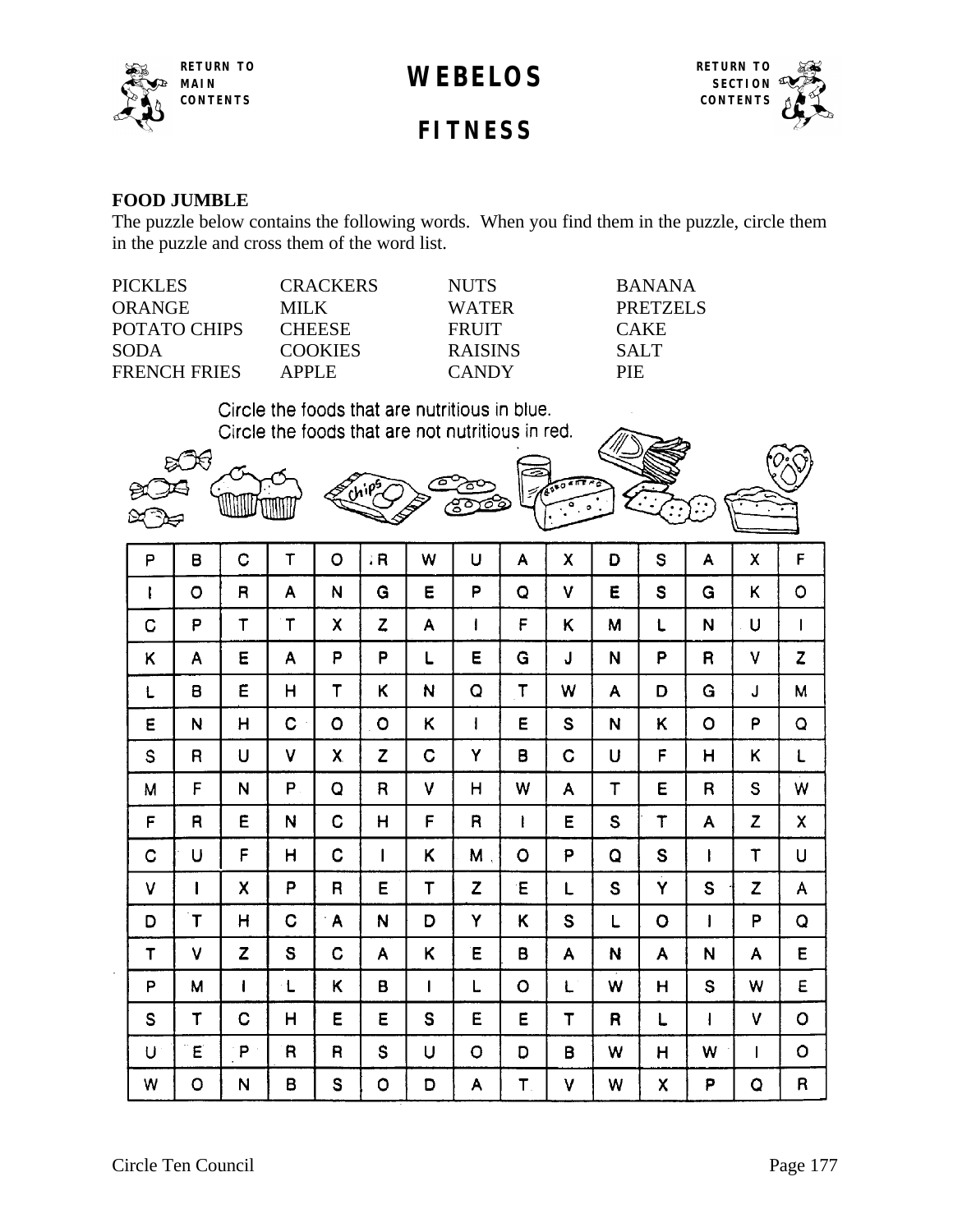# WEBELOS

## FITNESS

**FOOD JUMBLE**

The puzzle below contains the following words. When you find them in the puzzle, circle them in the puzzle and cross them of the word list.

| PICKLES | CRACKERS | NUTS | BANANA |
|---|---|---|---|
| ORANGE | MILK | WATER | PRETZELS |
| POTATO CHIPS | CHEESE | FRUIT | CAKE |
| SODA | COOKIES | RAISINS | SALT |
| FRENCH FRIES | APPLE | CANDY | PIE |

Circle the foods that are nutritious in blue.
Circle the foods that are not nutritious in red.

| | | | | | | | | | | | | | | |
|---|---|---|---|---|---|---|---|---|---|---|---|---|---|---|
| P | B | C | T | O | R | W | U | A | X | D | S | A | X | F |
| I | O | R | A | N | G | E | P | Q | V | E | S | G | K | O |
| C | P | T | T | X | Z | A | I | F | K | M | L | N | U | I |
| K | A | E | A | P | P | L | E | G | J | N | P | R | V | Z |
| L | B | E | H | T | K | N | Q | T | W | A | D | G | J | M |
| E | N | H | C | O | O | K | I | E | S | N | K | O | P | Q |
| S | R | U | V | X | Z | C | Y | B | C | U | F | H | K | L |
| M | F | N | P | Q | R | V | H | W | A | T | E | R | S | W |
| F | R | E | N | C | H | F | R | I | E | S | T | A | Z | X |
| C | U | F | H | C | I | K | M | O | P | Q | S | I | T | U |
| V | I | X | P | R | E | T | Z | E | L | S | Y | S | Z | A |
| D | T | H | C | A | N | D | Y | K | S | L | O | I | P | Q |
| T | V | Z | S | C | A | K | E | B | A | N | A | N | A | E |
| P | M | I | L | K | B | I | L | O | L | W | H | S | W | E |
| S | T | C | H | E | E | S | E | E | T | R | L | I | V | O |
| U | E | P | R | R | S | U | O | D | B | W | H | W | I | O |
| W | O | N | B | S | O | D | A | T | V | W | X | P | Q | R |

Circle Ten Council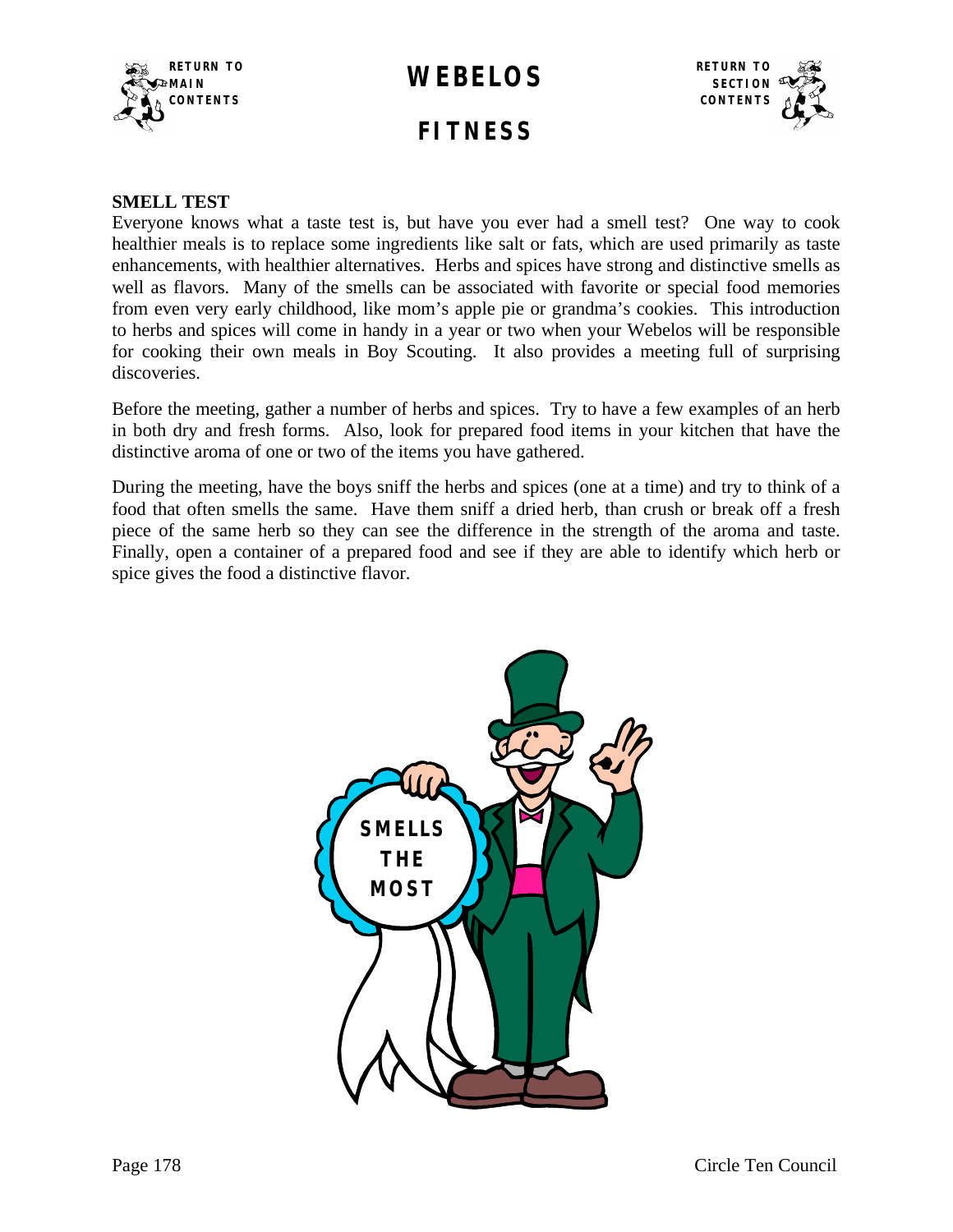## SMELL TEST

Everyone knows what a taste test is, but have you ever had a smell test? One way to cook healthier meals is to replace some ingredients like salt or fats, which are used primarily as taste enhancements, with healthier alternatives. Herbs and spices have strong and distinctive smells as well as flavors. Many of the smells can be associated with favorite or special food memories from even very early childhood, like mom's apple pie or grandma's cookies. This introduction to herbs and spices will come in handy in a year or two when your Webelos will be responsible for cooking their own meals in Boy Scouting. It also provides a meeting full of surprising discoveries.

Before the meeting, gather a number of herbs and spices. Try to have a few examples of an herb in both dry and fresh forms. Also, look for prepared food items in your kitchen that have the distinctive aroma of one or two of the items you have gathered.

During the meeting, have the boys sniff the herbs and spices (one at a time) and try to think of a food that often smells the same. Have them sniff a dried herb, than crush or break off a fresh piece of the same herb so they can see the difference in the strength of the aroma and taste. Finally, open a container of a prepared food and see if they are able to identify which herb or spice gives the food a distinctive flavor.